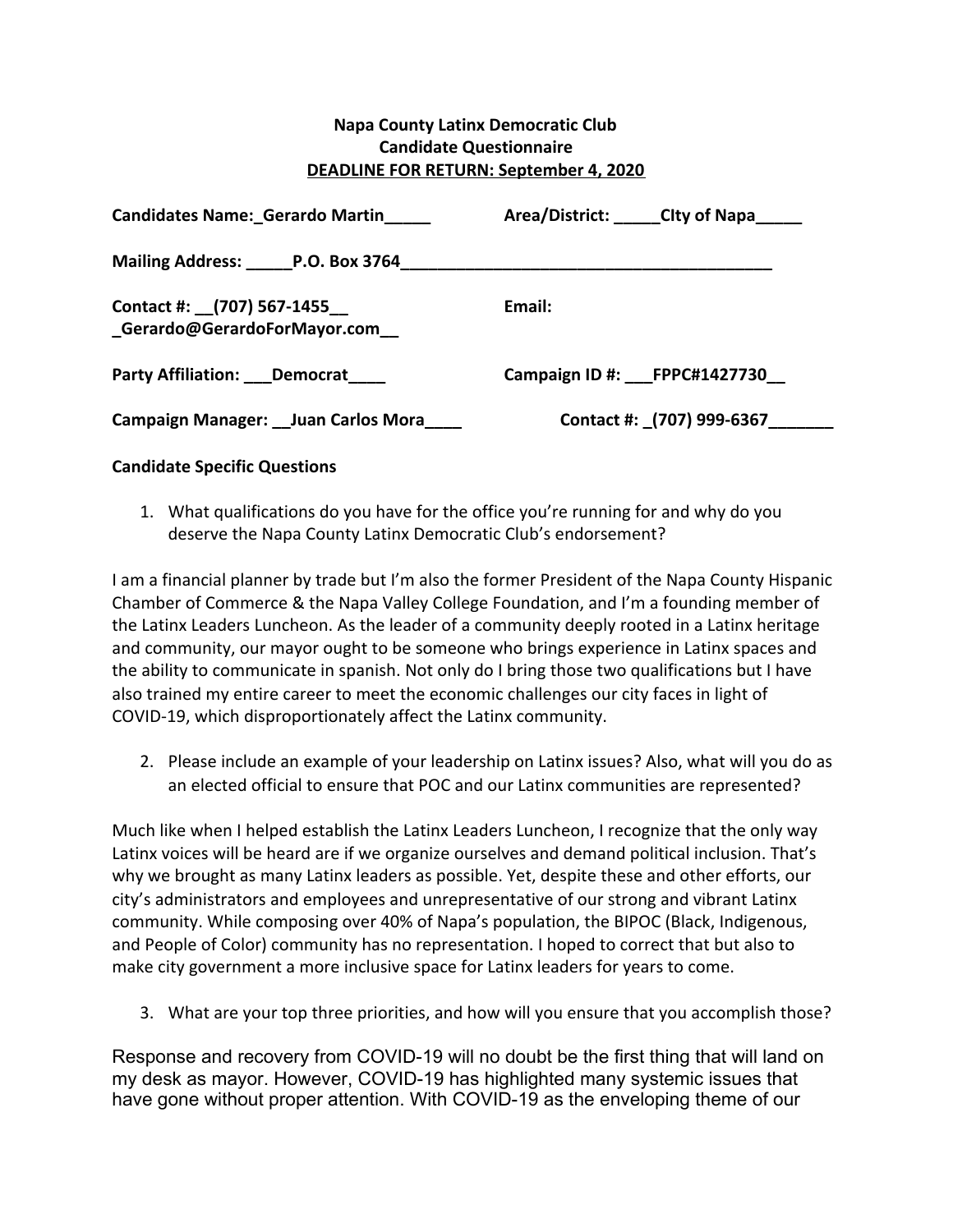**Napa County Latinx Democratic Club**
**Candidate Questionnaire**
**DEADLINE FOR RETURN: September 4, 2020**

**Candidates Name:_Gerardo Martin_____** **Area/District: _____CIty of Napa_____**

**Mailing Address: _____P.O. Box 3764_________________________________________**

**Contact #: __(707) 567-1455__** **Email:**
**_Gerardo@GerardoForMayor.com__**

**Party Affiliation: ___Democrat____** **Campaign ID #: ___FPPC#1427730__**

**Campaign Manager: __Juan Carlos Mora____** **Contact #: _(707) 999-6367_______**

**Candidate Specific Questions**

1. What qualifications do you have for the office you're running for and why do you deserve the Napa County Latinx Democratic Club's endorsement?

I am a financial planner by trade but I'm also the former President of the Napa County Hispanic Chamber of Commerce & the Napa Valley College Foundation, and I'm a founding member of the Latinx Leaders Luncheon. As the leader of a community deeply rooted in a Latinx heritage and community, our mayor ought to be someone who brings experience in Latinx spaces and the ability to communicate in spanish. Not only do I bring those two qualifications but I have also trained my entire career to meet the economic challenges our city faces in light of COVID-19, which disproportionately affect the Latinx community.

2. Please include an example of your leadership on Latinx issues? Also, what will you do as an elected official to ensure that POC and our Latinx communities are represented?

Much like when I helped establish the Latinx Leaders Luncheon, I recognize that the only way Latinx voices will be heard are if we organize ourselves and demand political inclusion. That's why we brought as many Latinx leaders as possible. Yet, despite these and other efforts, our city's administrators and employees and unrepresentative of our strong and vibrant Latinx community. While composing over 40% of Napa's population, the BIPOC (Black, Indigenous, and People of Color) community has no representation. I hoped to correct that but also to make city government a more inclusive space for Latinx leaders for years to come.

3. What are your top three priorities, and how will you ensure that you accomplish those?

Response and recovery from COVID-19 will no doubt be the first thing that will land on my desk as mayor. However, COVID-19 has highlighted many systemic issues that have gone without proper attention. With COVID-19 as the enveloping theme of our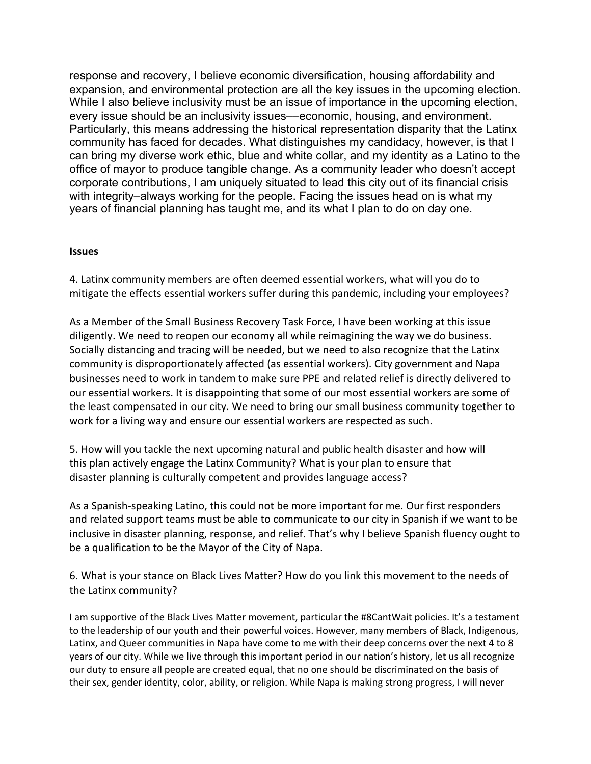response and recovery, I believe economic diversification, housing affordability and expansion, and environmental protection are all the key issues in the upcoming election. While I also believe inclusivity must be an issue of importance in the upcoming election, every issue should be an inclusivity issues—economic, housing, and environment. Particularly, this means addressing the historical representation disparity that the Latinx community has faced for decades. What distinguishes my candidacy, however, is that I can bring my diverse work ethic, blue and white collar, and my identity as a Latino to the office of mayor to produce tangible change. As a community leader who doesn't accept corporate contributions, I am uniquely situated to lead this city out of its financial crisis with integrity–always working for the people. Facing the issues head on is what my years of financial planning has taught me, and its what I plan to do on day one.

**Issues**

4. Latinx community members are often deemed essential workers, what will you do to mitigate the effects essential workers suffer during this pandemic, including your employees?

As a Member of the Small Business Recovery Task Force, I have been working at this issue diligently. We need to reopen our economy all while reimagining the way we do business. Socially distancing and tracing will be needed, but we need to also recognize that the Latinx community is disproportionately affected (as essential workers). City government and Napa businesses need to work in tandem to make sure PPE and related relief is directly delivered to our essential workers. It is disappointing that some of our most essential workers are some of the least compensated in our city. We need to bring our small business community together to work for a living way and ensure our essential workers are respected as such.

5. How will you tackle the next upcoming natural and public health disaster and how will this plan actively engage the Latinx Community? What is your plan to ensure that disaster planning is culturally competent and provides language access?

As a Spanish-speaking Latino, this could not be more important for me. Our first responders and related support teams must be able to communicate to our city in Spanish if we want to be inclusive in disaster planning, response, and relief. That's why I believe Spanish fluency ought to be a qualification to be the Mayor of the City of Napa.

6. What is your stance on Black Lives Matter? How do you link this movement to the needs of the Latinx community?

I am supportive of the Black Lives Matter movement, particular the #8CantWait policies. It's a testament to the leadership of our youth and their powerful voices. However, many members of Black, Indigenous, Latinx, and Queer communities in Napa have come to me with their deep concerns over the next 4 to 8 years of our city. While we live through this important period in our nation's history, let us all recognize our duty to ensure all people are created equal, that no one should be discriminated on the basis of their sex, gender identity, color, ability, or religion. While Napa is making strong progress, I will never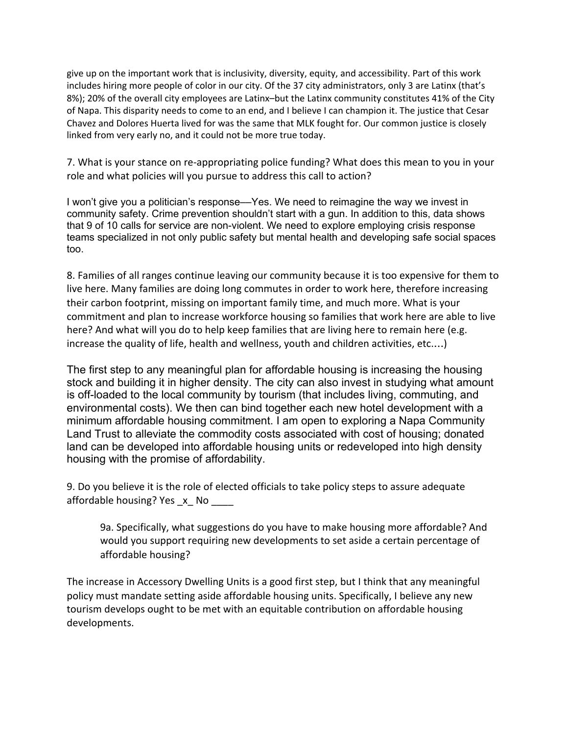give up on the important work that is inclusivity, diversity, equity, and accessibility. Part of this work includes hiring more people of color in our city. Of the 37 city administrators, only 3 are Latinx (that's 8%); 20% of the overall city employees are Latinx–but the Latinx community constitutes 41% of the City of Napa. This disparity needs to come to an end, and I believe I can champion it. The justice that Cesar Chavez and Dolores Huerta lived for was the same that MLK fought for. Our common justice is closely linked from very early no, and it could not be more true today.

7. What is your stance on re-appropriating police funding? What does this mean to you in your role and what policies will you pursue to address this call to action?

I won't give you a politician's response—Yes. We need to reimagine the way we invest in community safety. Crime prevention shouldn't start with a gun. In addition to this, data shows that 9 of 10 calls for service are non-violent. We need to explore employing crisis response teams specialized in not only public safety but mental health and developing safe social spaces too.

8. Families of all ranges continue leaving our community because it is too expensive for them to live here. Many families are doing long commutes in order to work here, therefore increasing their carbon footprint, missing on important family time, and much more. What is your commitment and plan to increase workforce housing so families that work here are able to live here? And what will you do to help keep families that are living here to remain here (e.g. increase the quality of life, health and wellness, youth and children activities, etc....)

The first step to any meaningful plan for affordable housing is increasing the housing stock and building it in higher density. The city can also invest in studying what amount is off-loaded to the local community by tourism (that includes living, commuting, and environmental costs). We then can bind together each new hotel development with a minimum affordable housing commitment. I am open to exploring a Napa Community Land Trust to alleviate the commodity costs associated with cost of housing; donated land can be developed into affordable housing units or redeveloped into high density housing with the promise of affordability.

9. Do you believe it is the role of elected officials to take policy steps to assure adequate affordable housing? Yes _x_ No ____

> 9a. Specifically, what suggestions do you have to make housing more affordable? And would you support requiring new developments to set aside a certain percentage of affordable housing?

The increase in Accessory Dwelling Units is a good first step, but I think that any meaningful policy must mandate setting aside affordable housing units. Specifically, I believe any new tourism develops ought to be met with an equitable contribution on affordable housing developments.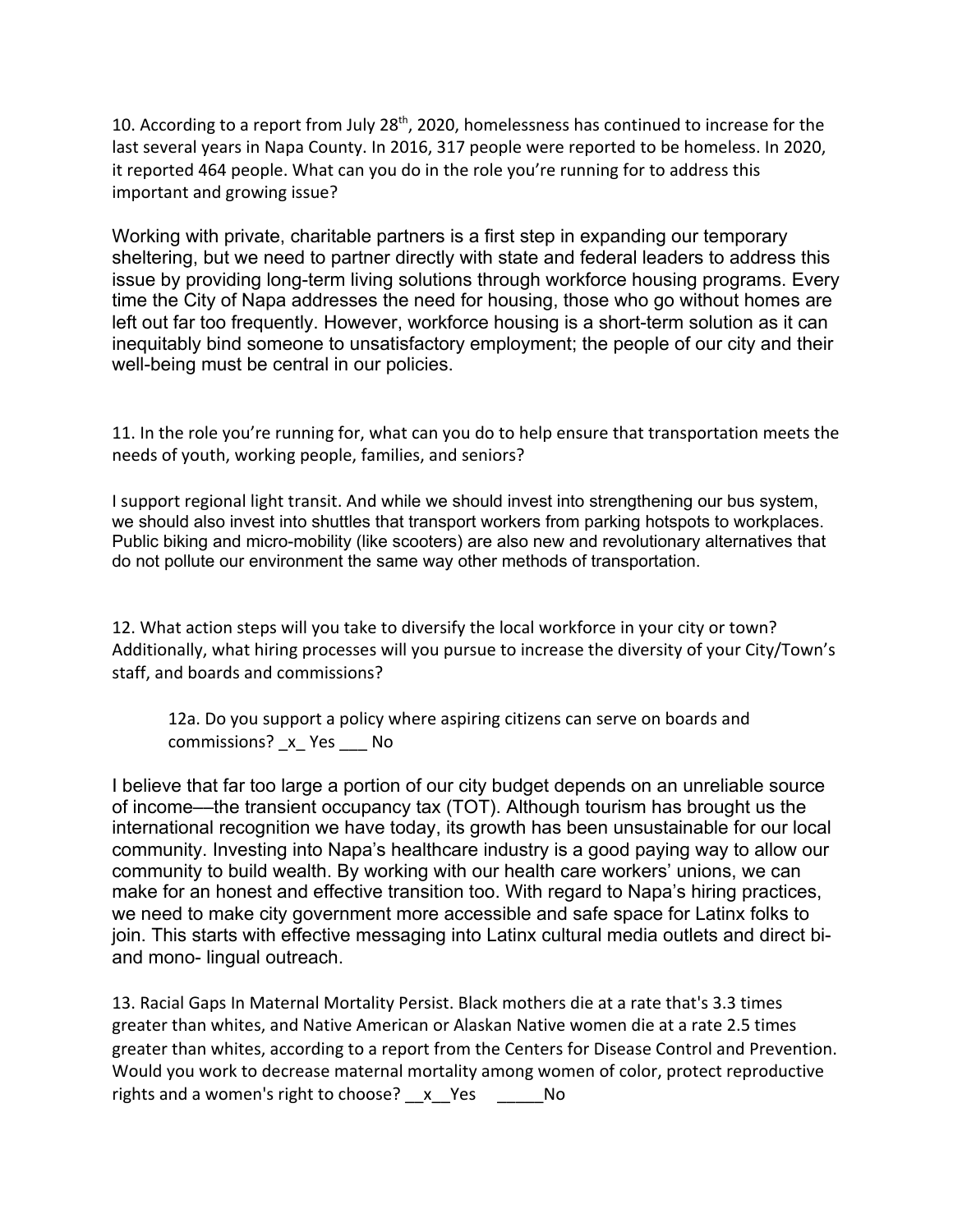10. According to a report from July 28th, 2020, homelessness has continued to increase for the last several years in Napa County. In 2016, 317 people were reported to be homeless. In 2020, it reported 464 people. What can you do in the role you're running for to address this important and growing issue?

Working with private, charitable partners is a first step in expanding our temporary sheltering, but we need to partner directly with state and federal leaders to address this issue by providing long-term living solutions through workforce housing programs. Every time the City of Napa addresses the need for housing, those who go without homes are left out far too frequently. However, workforce housing is a short-term solution as it can inequitably bind someone to unsatisfactory employment; the people of our city and their well-being must be central in our policies.

11. In the role you're running for, what can you do to help ensure that transportation meets the needs of youth, working people, families, and seniors?

I support regional light transit. And while we should invest into strengthening our bus system, we should also invest into shuttles that transport workers from parking hotspots to workplaces. Public biking and micro-mobility (like scooters) are also new and revolutionary alternatives that do not pollute our environment the same way other methods of transportation.

12. What action steps will you take to diversify the local workforce in your city or town? Additionally, what hiring processes will you pursue to increase the diversity of your City/Town's staff, and boards and commissions?

> 12a. Do you support a policy where aspiring citizens can serve on boards and commissions? _x_ Yes ___ No

I believe that far too large a portion of our city budget depends on an unreliable source of income––the transient occupancy tax (TOT). Although tourism has brought us the international recognition we have today, its growth has been unsustainable for our local community. Investing into Napa's healthcare industry is a good paying way to allow our community to build wealth. By working with our health care workers' unions, we can make for an honest and effective transition too. With regard to Napa's hiring practices, we need to make city government more accessible and safe space for Latinx folks to join. This starts with effective messaging into Latinx cultural media outlets and direct bi- and mono- lingual outreach.

13. Racial Gaps In Maternal Mortality Persist. Black mothers die at a rate that's 3.3 times greater than whites, and Native American or Alaskan Native women die at a rate 2.5 times greater than whites, according to a report from the Centers for Disease Control and Prevention. Would you work to decrease maternal mortality among women of color, protect reproductive rights and a women's right to choose? __x__Yes _____No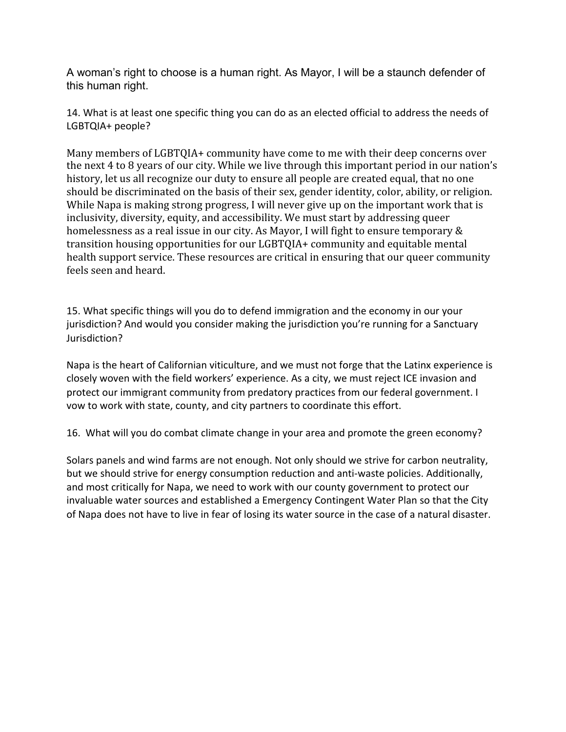A woman's right to choose is a human right. As Mayor, I will be a staunch defender of this human right.

14. What is at least one specific thing you can do as an elected official to address the needs of LGBTQIA+ people?

Many members of LGBTQIA+ community have come to me with their deep concerns over the next 4 to 8 years of our city. While we live through this important period in our nation's history, let us all recognize our duty to ensure all people are created equal, that no one should be discriminated on the basis of their sex, gender identity, color, ability, or religion. While Napa is making strong progress, I will never give up on the important work that is inclusivity, diversity, equity, and accessibility. We must start by addressing queer homelessness as a real issue in our city. As Mayor, I will fight to ensure temporary & transition housing opportunities for our LGBTQIA+ community and equitable mental health support service. These resources are critical in ensuring that our queer community feels seen and heard.

15. What specific things will you do to defend immigration and the economy in our your jurisdiction? And would you consider making the jurisdiction you're running for a Sanctuary Jurisdiction?

Napa is the heart of Californian viticulture, and we must not forge that the Latinx experience is closely woven with the field workers' experience. As a city, we must reject ICE invasion and protect our immigrant community from predatory practices from our federal government. I vow to work with state, county, and city partners to coordinate this effort.

16. What will you do combat climate change in your area and promote the green economy?

Solars panels and wind farms are not enough. Not only should we strive for carbon neutrality, but we should strive for energy consumption reduction and anti-waste policies. Additionally, and most critically for Napa, we need to work with our county government to protect our invaluable water sources and established a Emergency Contingent Water Plan so that the City of Napa does not have to live in fear of losing its water source in the case of a natural disaster.